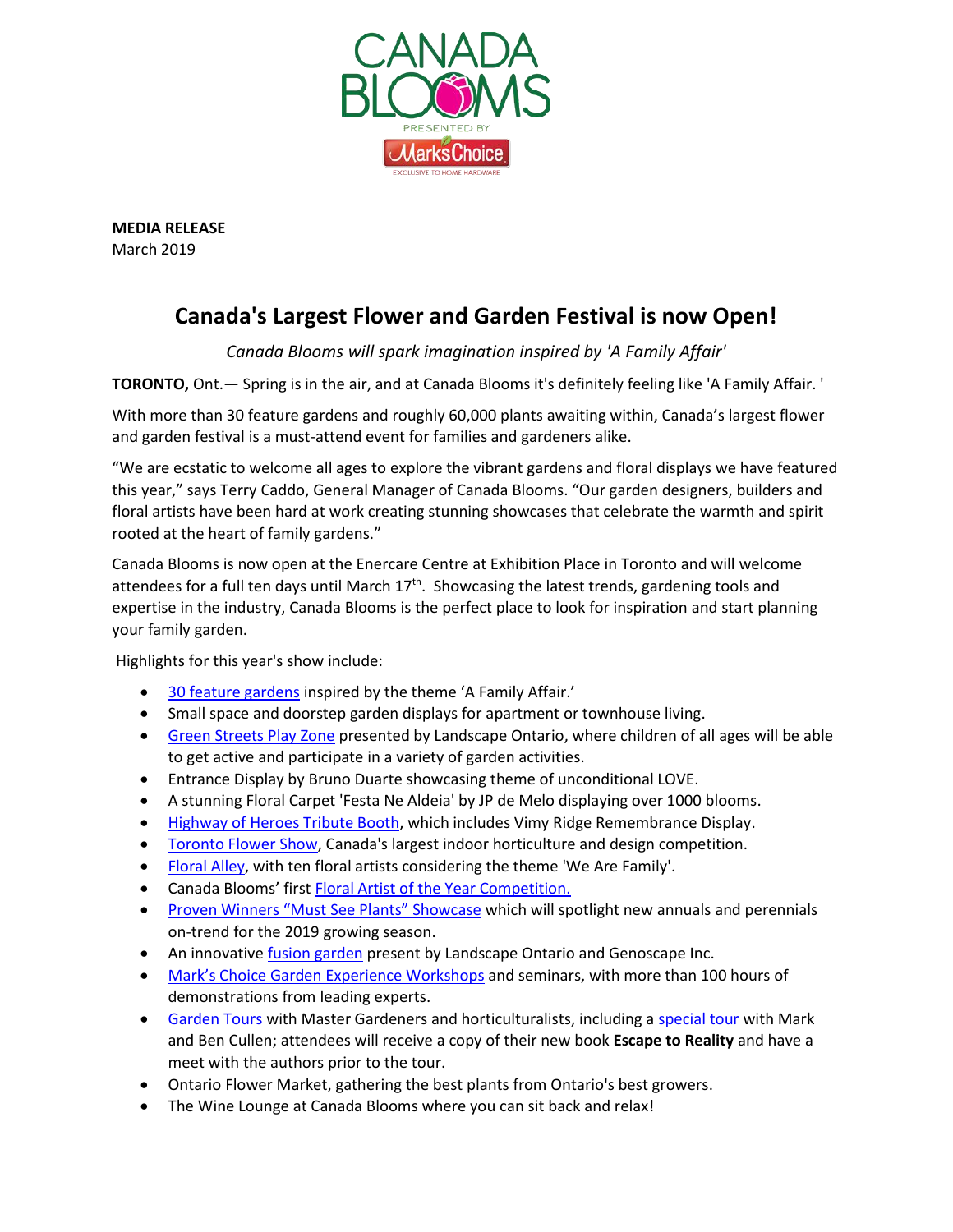**MEDIA RELEASE**
March 2019

# Canada's Largest Flower and Garden Festival is now Open!

*Canada Blooms will spark imagination inspired by 'A Family Affair'*

**TORONTO,** Ont.— Spring is in the air, and at Canada Blooms it's definitely feeling like 'A Family Affair. '

With more than 30 feature gardens and roughly 60,000 plants awaiting within, Canada's largest flower and garden festival is a must-attend event for families and gardeners alike.

"We are ecstatic to welcome all ages to explore the vibrant gardens and floral displays we have featured this year," says Terry Caddo, General Manager of Canada Blooms. "Our garden designers, builders and floral artists have been hard at work creating stunning showcases that celebrate the warmth and spirit rooted at the heart of family gardens."

Canada Blooms is now open at the Enercare Centre at Exhibition Place in Toronto and will welcome attendees for a full ten days until March 17th. Showcasing the latest trends, gardening tools and expertise in the industry, Canada Blooms is the perfect place to look for inspiration and start planning your family garden.

Highlights for this year's show include:

- 30 feature gardens inspired by the theme 'A Family Affair.'
- Small space and doorstep garden displays for apartment or townhouse living.
- Green Streets Play Zone presented by Landscape Ontario, where children of all ages will be able to get active and participate in a variety of garden activities.
- Entrance Display by Bruno Duarte showcasing theme of unconditional LOVE.
- A stunning Floral Carpet 'Festa Ne Aldeia' by JP de Melo displaying over 1000 blooms.
- Highway of Heroes Tribute Booth, which includes Vimy Ridge Remembrance Display.
- Toronto Flower Show, Canada's largest indoor horticulture and design competition.
- Floral Alley, with ten floral artists considering the theme 'We Are Family'.
- Canada Blooms' first Floral Artist of the Year Competition.
- Proven Winners "Must See Plants" Showcase which will spotlight new annuals and perennials on-trend for the 2019 growing season.
- An innovative fusion garden present by Landscape Ontario and Genoscape Inc.
- Mark's Choice Garden Experience Workshops and seminars, with more than 100 hours of demonstrations from leading experts.
- Garden Tours with Master Gardeners and horticulturalists, including a special tour with Mark and Ben Cullen; attendees will receive a copy of their new book **Escape to Reality** and have a meet with the authors prior to the tour.
- Ontario Flower Market, gathering the best plants from Ontario's best growers.
- The Wine Lounge at Canada Blooms where you can sit back and relax!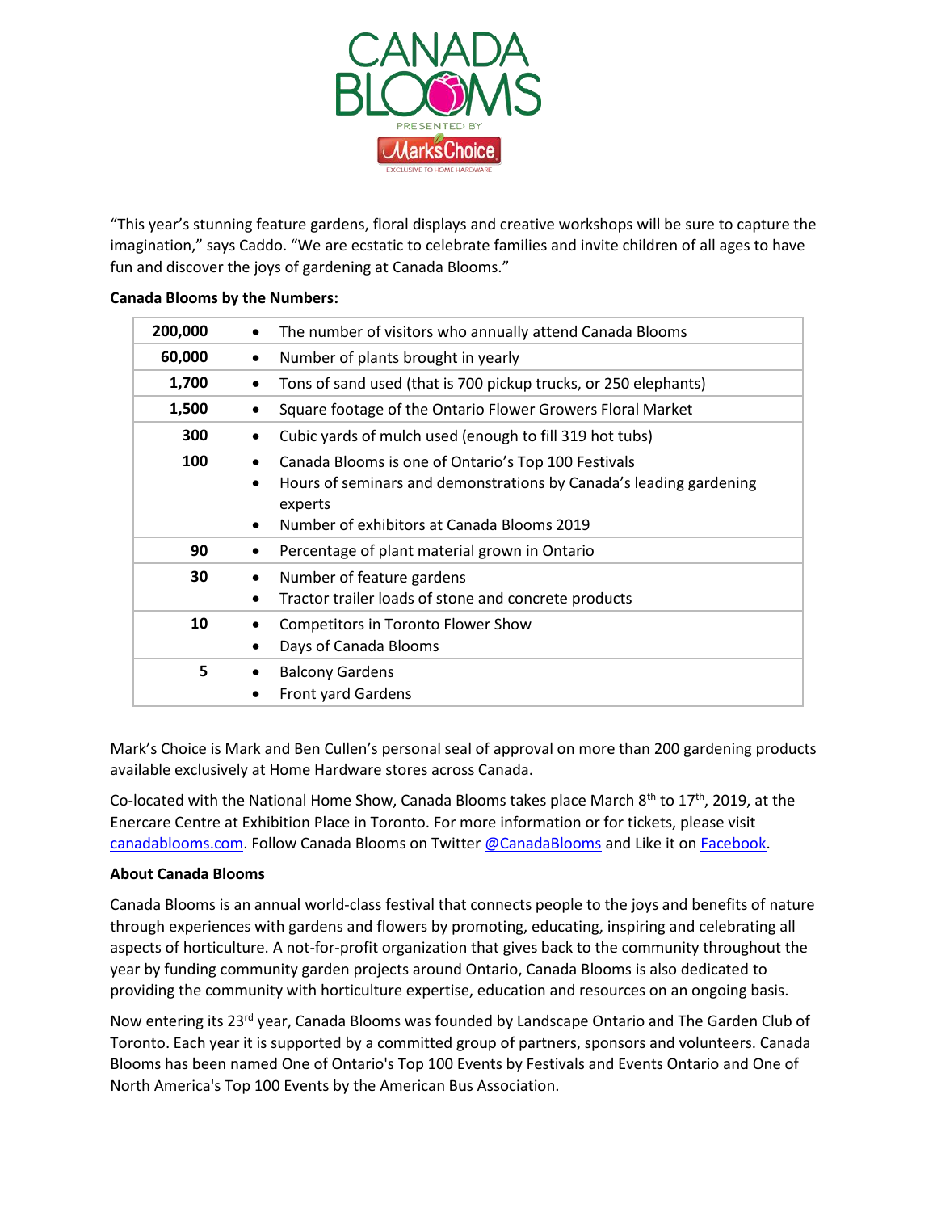“This year’s stunning feature gardens, floral displays and creative workshops will be sure to capture the imagination,” says Caddo. “We are ecstatic to celebrate families and invite children of all ages to have fun and discover the joys of gardening at Canada Blooms.”

**Canada Blooms by the Numbers:**

| | |
|---|---|
| **200,000** | • The number of visitors who annually attend Canada Blooms |
| **60,000** | • Number of plants brought in yearly |
| **1,700** | • Tons of sand used (that is 700 pickup trucks, or 250 elephants) |
| **1,500** | • Square footage of the Ontario Flower Growers Floral Market |
| **300** | • Cubic yards of mulch used (enough to fill 319 hot tubs) |
| **100** | • Canada Blooms is one of Ontario’s Top 100 Festivals<br>• Hours of seminars and demonstrations by Canada’s leading gardening experts<br>• Number of exhibitors at Canada Blooms 2019 |
| **90** | • Percentage of plant material grown in Ontario |
| **30** | • Number of feature gardens<br>• Tractor trailer loads of stone and concrete products |
| **10** | • Competitors in Toronto Flower Show<br>• Days of Canada Blooms |
| **5** | • Balcony Gardens<br>• Front yard Gardens |

Mark’s Choice is Mark and Ben Cullen’s personal seal of approval on more than 200 gardening products available exclusively at Home Hardware stores across Canada.

Co-located with the National Home Show, Canada Blooms takes place March 8th to 17th, 2019, at the Enercare Centre at Exhibition Place in Toronto. For more information or for tickets, please visit canadablooms.com. Follow Canada Blooms on Twitter @CanadaBlooms and Like it on Facebook.

**About Canada Blooms**

Canada Blooms is an annual world-class festival that connects people to the joys and benefits of nature through experiences with gardens and flowers by promoting, educating, inspiring and celebrating all aspects of horticulture. A not-for-profit organization that gives back to the community throughout the year by funding community garden projects around Ontario, Canada Blooms is also dedicated to providing the community with horticulture expertise, education and resources on an ongoing basis.

Now entering its 23rd year, Canada Blooms was founded by Landscape Ontario and The Garden Club of Toronto. Each year it is supported by a committed group of partners, sponsors and volunteers. Canada Blooms has been named One of Ontario's Top 100 Events by Festivals and Events Ontario and One of North America's Top 100 Events by the American Bus Association.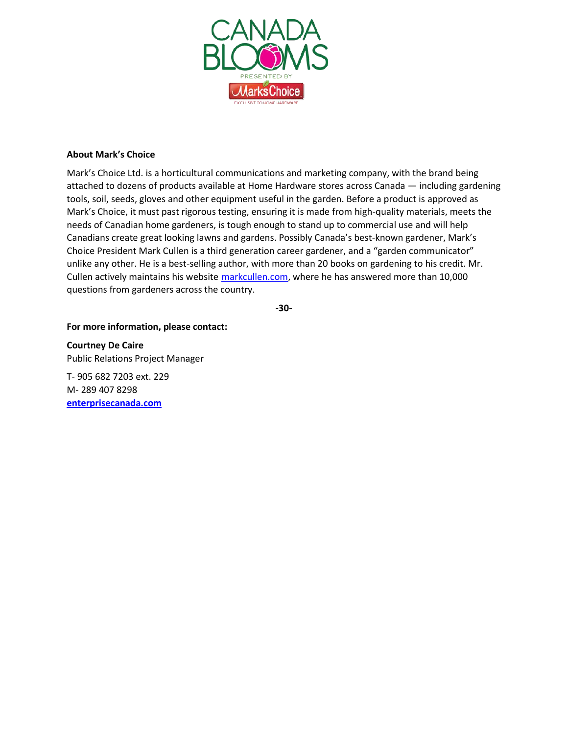**About Mark's Choice**

Mark's Choice Ltd. is a horticultural communications and marketing company, with the brand being attached to dozens of products available at Home Hardware stores across Canada — including gardening tools, soil, seeds, gloves and other equipment useful in the garden. Before a product is approved as Mark's Choice, it must past rigorous testing, ensuring it is made from high-quality materials, meets the needs of Canadian home gardeners, is tough enough to stand up to commercial use and will help Canadians create great looking lawns and gardens. Possibly Canada's best-known gardener, Mark's Choice President Mark Cullen is a third generation career gardener, and a "garden communicator" unlike any other. He is a best-selling author, with more than 20 books on gardening to his credit. Mr. Cullen actively maintains his website markcullen.com, where he has answered more than 10,000 questions from gardeners across the country.

**-30-**

**For more information, please contact:**

**Courtney De Caire**
Public Relations Project Manager

T- 905 682 7203 ext. 229
M- 289 407 8298
**enterprisecanada.com**